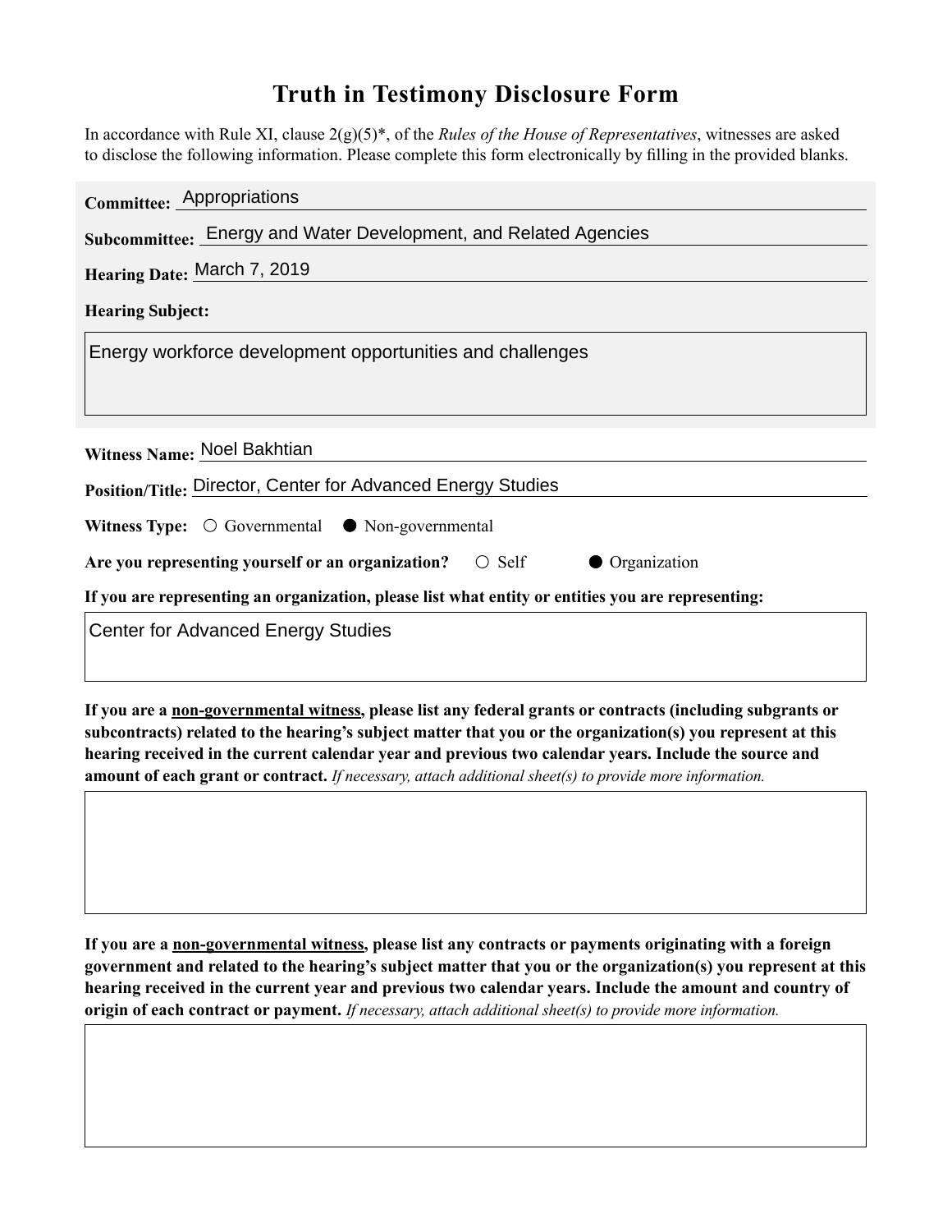# Truth in Testimony Disclosure Form

In accordance with Rule XI, clause 2(g)(5)*, of the *Rules of the House of Representatives*, witnesses are asked to disclose the following information. Please complete this form electronically by filling in the provided blanks.

**Committee:** Appropriations

**Subcommittee:** Energy and Water Development, and Related Agencies

**Hearing Date:** March 7, 2019

**Hearing Subject:**

Energy workforce development opportunities and challenges

**Witness Name:** Noel Bakhtian

**Position/Title:** Director, Center for Advanced Energy Studies

**Witness Type:** ○ Governmental ● Non-governmental

**Are you representing yourself or an organization?** ○ Self ● Organization

**If you are representing an organization, please list what entity or entities you are representing:**

Center for Advanced Energy Studies

**If you are a non-governmental witness, please list any federal grants or contracts (including subgrants or subcontracts) related to the hearing's subject matter that you or the organization(s) you represent at this hearing received in the current calendar year and previous two calendar years. Include the source and amount of each grant or contract.** *If necessary, attach additional sheet(s) to provide more information.*

**If you are a non-governmental witness, please list any contracts or payments originating with a foreign government and related to the hearing's subject matter that you or the organization(s) you represent at this hearing received in the current year and previous two calendar years. Include the amount and country of origin of each contract or payment.** *If necessary, attach additional sheet(s) to provide more information.*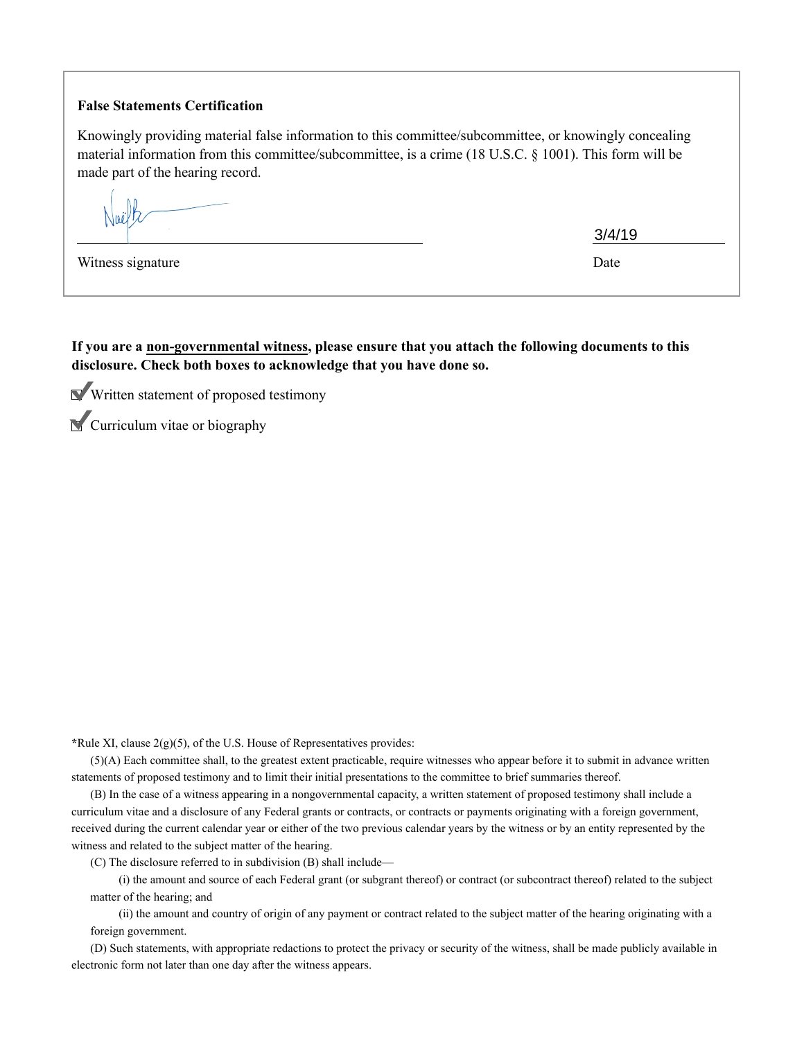**False Statements Certification**

Knowingly providing material false information to this committee/subcommittee, or knowingly concealing material information from this committee/subcommittee, is a crime (18 U.S.C. § 1001). This form will be made part of the hearing record.

Witness signature

3/4/19

Date

**If you are a non-governmental witness, please ensure that you attach the following documents to this disclosure. Check both boxes to acknowledge that you have done so.**

☑ Written statement of proposed testimony

☑ Curriculum vitae or biography

*Rule XI, clause 2(g)(5), of the U.S. House of Representatives provides:

(5)(A) Each committee shall, to the greatest extent practicable, require witnesses who appear before it to submit in advance written statements of proposed testimony and to limit their initial presentations to the committee to brief summaries thereof.

(B) In the case of a witness appearing in a nongovernmental capacity, a written statement of proposed testimony shall include a curriculum vitae and a disclosure of any Federal grants or contracts, or contracts or payments originating with a foreign government, received during the current calendar year or either of the two previous calendar years by the witness or by an entity represented by the witness and related to the subject matter of the hearing.

(C) The disclosure referred to in subdivision (B) shall include—

(i) the amount and source of each Federal grant (or subgrant thereof) or contract (or subcontract thereof) related to the subject matter of the hearing; and

(ii) the amount and country of origin of any payment or contract related to the subject matter of the hearing originating with a foreign government.

(D) Such statements, with appropriate redactions to protect the privacy or security of the witness, shall be made publicly available in electronic form not later than one day after the witness appears.